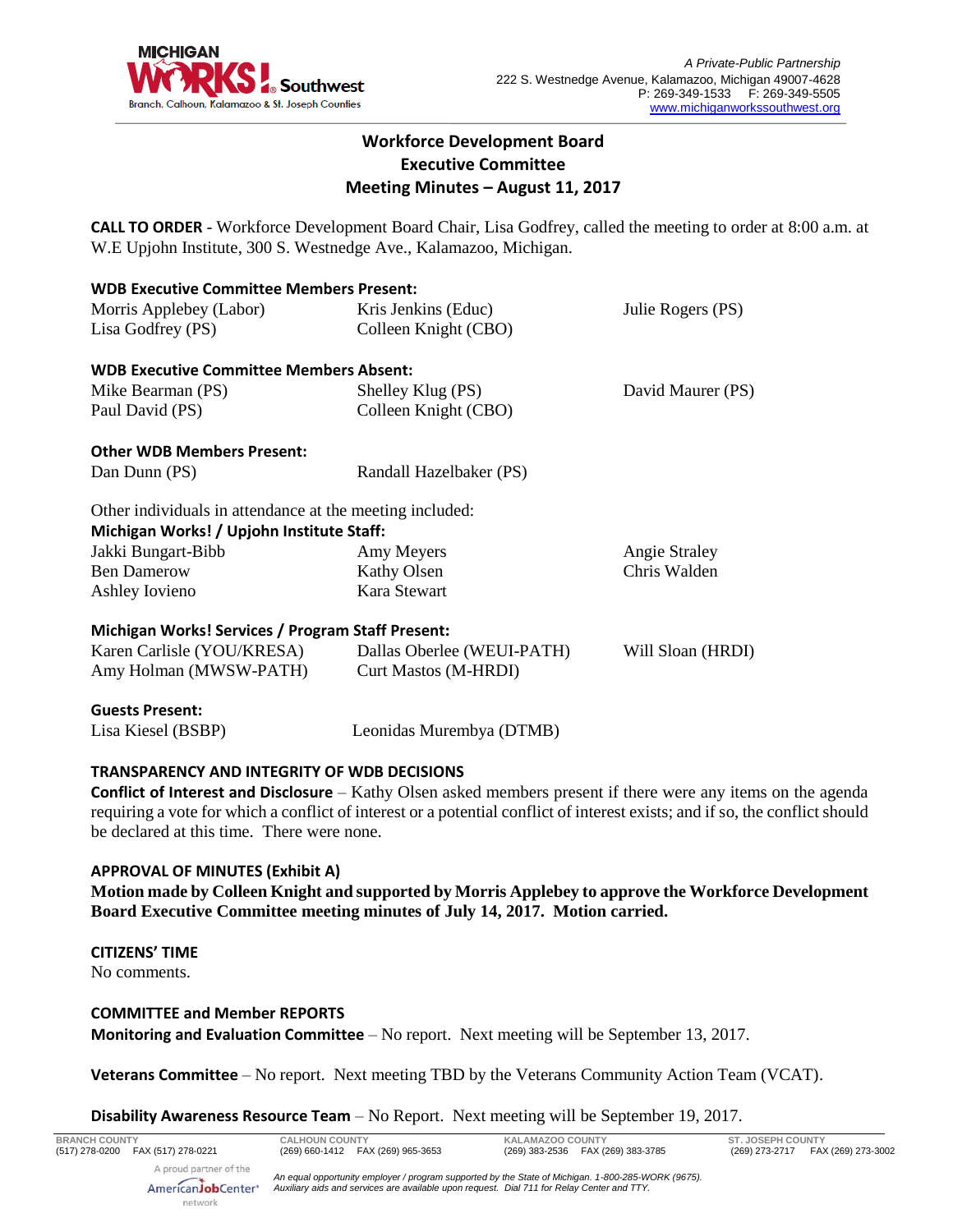# Workforce Development Board
## Executive Committee
## Meeting Minutes – August 11, 2017

**CALL TO ORDER** - Workforce Development Board Chair, Lisa Godfrey, called the meeting to order at 8:00 a.m. at W.E Upjohn Institute, 300 S. Westnedge Ave., Kalamazoo, Michigan.

**WDB Executive Committee Members Present:**

| | | |
|---|---|---|
| Morris Applebey (Labor) | Kris Jenkins (Educ) | Julie Rogers (PS) |
| Lisa Godfrey (PS) | Colleen Knight (CBO) | |

**WDB Executive Committee Members Absent:**

| | | |
|---|---|---|
| Mike Bearman (PS) | Shelley Klug (PS) | David Maurer (PS) |
| Paul David (PS) | Colleen Knight (CBO) | |

**Other WDB Members Present:**

| | |
|---|---|
| Dan Dunn (PS) | Randall Hazelbaker (PS) |

Other individuals in attendance at the meeting included:

**Michigan Works! / Upjohn Institute Staff:**

| | | |
|---|---|---|
| Jakki Bungart-Bibb | Amy Meyers | Angie Straley |
| Ben Damerow | Kathy Olsen | Chris Walden |
| Ashley Iovieno | Kara Stewart | |

**Michigan Works! Services / Program Staff Present:**

| | | |
|---|---|---|
| Karen Carlisle (YOU/KRESA) | Dallas Oberlee (WEUI-PATH) | Will Sloan (HRDI) |
| Amy Holman (MWSW-PATH) | Curt Mastos (M-HRDI) | |

**Guests Present:**

| | |
|---|---|
| Lisa Kiesel (BSBP) | Leonidas Murembya (DTMB) |

**TRANSPARENCY AND INTEGRITY OF WDB DECISIONS**

**Conflict of Interest and Disclosure** – Kathy Olsen asked members present if there were any items on the agenda requiring a vote for which a conflict of interest or a potential conflict of interest exists; and if so, the conflict should be declared at this time. There were none.

**APPROVAL OF MINUTES (Exhibit A)**

**Motion made by Colleen Knight and supported by Morris Applebey to approve the Workforce Development Board Executive Committee meeting minutes of July 14, 2017. Motion carried.**

**CITIZENS' TIME**

No comments.

**COMMITTEE and Member REPORTS**

**Monitoring and Evaluation Committee** – No report. Next meeting will be September 13, 2017.

**Veterans Committee** – No report. Next meeting TBD by the Veterans Community Action Team (VCAT).

**Disability Awareness Resource Team** – No Report. Next meeting will be September 19, 2017.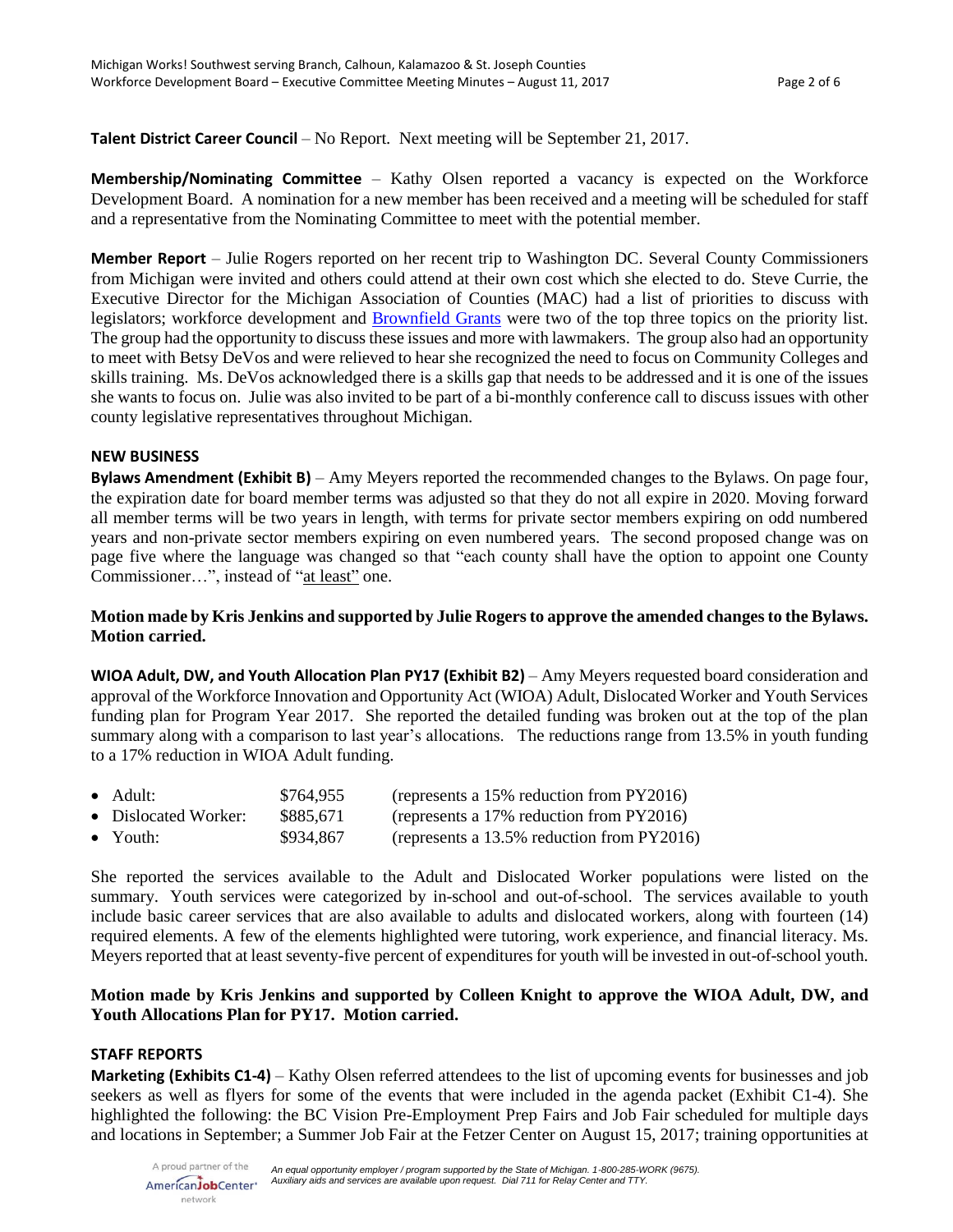**Talent District Career Council** – No Report. Next meeting will be September 21, 2017.

**Membership/Nominating Committee** – Kathy Olsen reported a vacancy is expected on the Workforce Development Board. A nomination for a new member has been received and a meeting will be scheduled for staff and a representative from the Nominating Committee to meet with the potential member.

**Member Report** – Julie Rogers reported on her recent trip to Washington DC. Several County Commissioners from Michigan were invited and others could attend at their own cost which she elected to do. Steve Currie, the Executive Director for the Michigan Association of Counties (MAC) had a list of priorities to discuss with legislators; workforce development and Brownfield Grants were two of the top three topics on the priority list. The group had the opportunity to discuss these issues and more with lawmakers. The group also had an opportunity to meet with Betsy DeVos and were relieved to hear she recognized the need to focus on Community Colleges and skills training. Ms. DeVos acknowledged there is a skills gap that needs to be addressed and it is one of the issues she wants to focus on. Julie was also invited to be part of a bi-monthly conference call to discuss issues with other county legislative representatives throughout Michigan.

**NEW BUSINESS**

**Bylaws Amendment (Exhibit B)** – Amy Meyers reported the recommended changes to the Bylaws. On page four, the expiration date for board member terms was adjusted so that they do not all expire in 2020. Moving forward all member terms will be two years in length, with terms for private sector members expiring on odd numbered years and non-private sector members expiring on even numbered years. The second proposed change was on page five where the language was changed so that "each county shall have the option to appoint one County Commissioner…", instead of "at least" one.

**Motion made by Kris Jenkins and supported by Julie Rogers to approve the amended changes to the Bylaws. Motion carried.**

**WIOA Adult, DW, and Youth Allocation Plan PY17 (Exhibit B2)** – Amy Meyers requested board consideration and approval of the Workforce Innovation and Opportunity Act (WIOA) Adult, Dislocated Worker and Youth Services funding plan for Program Year 2017. She reported the detailed funding was broken out at the top of the plan summary along with a comparison to last year's allocations. The reductions range from 13.5% in youth funding to a 17% reduction in WIOA Adult funding.

- Adult: $764,955 (represents a 15% reduction from PY2016)
- Dislocated Worker: $885,671 (represents a 17% reduction from PY2016)
- Youth: $934,867 (represents a 13.5% reduction from PY2016)

She reported the services available to the Adult and Dislocated Worker populations were listed on the summary. Youth services were categorized by in-school and out-of-school. The services available to youth include basic career services that are also available to adults and dislocated workers, along with fourteen (14) required elements. A few of the elements highlighted were tutoring, work experience, and financial literacy. Ms. Meyers reported that at least seventy-five percent of expenditures for youth will be invested in out-of-school youth.

**Motion made by Kris Jenkins and supported by Colleen Knight to approve the WIOA Adult, DW, and Youth Allocations Plan for PY17. Motion carried.**

**STAFF REPORTS**

**Marketing (Exhibits C1-4)** – Kathy Olsen referred attendees to the list of upcoming events for businesses and job seekers as well as flyers for some of the events that were included in the agenda packet (Exhibit C1-4). She highlighted the following: the BC Vision Pre-Employment Prep Fairs and Job Fair scheduled for multiple days and locations in September; a Summer Job Fair at the Fetzer Center on August 15, 2017; training opportunities at

A proud partner of the AmericanJobCenter network

*An equal opportunity employer / program supported by the State of Michigan. 1-800-285-WORK (9675). Auxiliary aids and services are available upon request. Dial 711 for Relay Center and TTY.*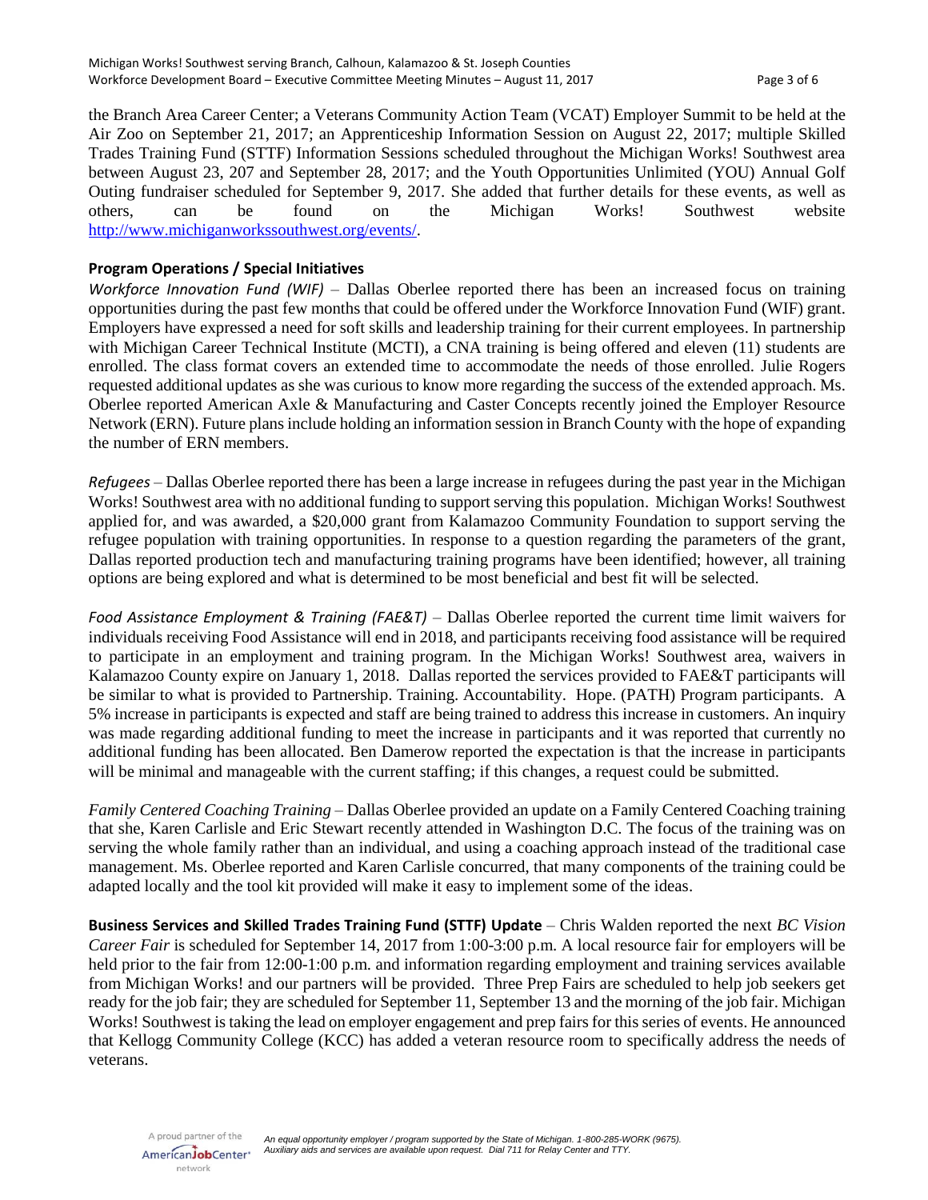the Branch Area Career Center; a Veterans Community Action Team (VCAT) Employer Summit to be held at the Air Zoo on September 21, 2017; an Apprenticeship Information Session on August 22, 2017; multiple Skilled Trades Training Fund (STTF) Information Sessions scheduled throughout the Michigan Works! Southwest area between August 23, 207 and September 28, 2017; and the Youth Opportunities Unlimited (YOU) Annual Golf Outing fundraiser scheduled for September 9, 2017. She added that further details for these events, as well as others, can be found on the Michigan Works! Southwest website http://www.michiganworkssouthwest.org/events/.

**Program Operations / Special Initiatives**

*Workforce Innovation Fund (WIF)* – Dallas Oberlee reported there has been an increased focus on training opportunities during the past few months that could be offered under the Workforce Innovation Fund (WIF) grant. Employers have expressed a need for soft skills and leadership training for their current employees. In partnership with Michigan Career Technical Institute (MCTI), a CNA training is being offered and eleven (11) students are enrolled. The class format covers an extended time to accommodate the needs of those enrolled. Julie Rogers requested additional updates as she was curious to know more regarding the success of the extended approach. Ms. Oberlee reported American Axle & Manufacturing and Caster Concepts recently joined the Employer Resource Network (ERN). Future plans include holding an information session in Branch County with the hope of expanding the number of ERN members.

*Refugees* – Dallas Oberlee reported there has been a large increase in refugees during the past year in the Michigan Works! Southwest area with no additional funding to support serving this population. Michigan Works! Southwest applied for, and was awarded, a $20,000 grant from Kalamazoo Community Foundation to support serving the refugee population with training opportunities. In response to a question regarding the parameters of the grant, Dallas reported production tech and manufacturing training programs have been identified; however, all training options are being explored and what is determined to be most beneficial and best fit will be selected.

*Food Assistance Employment & Training (FAE&T)* – Dallas Oberlee reported the current time limit waivers for individuals receiving Food Assistance will end in 2018, and participants receiving food assistance will be required to participate in an employment and training program. In the Michigan Works! Southwest area, waivers in Kalamazoo County expire on January 1, 2018. Dallas reported the services provided to FAE&T participants will be similar to what is provided to Partnership. Training. Accountability. Hope. (PATH) Program participants. A 5% increase in participants is expected and staff are being trained to address this increase in customers. An inquiry was made regarding additional funding to meet the increase in participants and it was reported that currently no additional funding has been allocated. Ben Damerow reported the expectation is that the increase in participants will be minimal and manageable with the current staffing; if this changes, a request could be submitted.

*Family Centered Coaching Training* – Dallas Oberlee provided an update on a Family Centered Coaching training that she, Karen Carlisle and Eric Stewart recently attended in Washington D.C. The focus of the training was on serving the whole family rather than an individual, and using a coaching approach instead of the traditional case management. Ms. Oberlee reported and Karen Carlisle concurred, that many components of the training could be adapted locally and the tool kit provided will make it easy to implement some of the ideas.

**Business Services and Skilled Trades Training Fund (STTF) Update** – Chris Walden reported the next *BC Vision Career Fair* is scheduled for September 14, 2017 from 1:00-3:00 p.m. A local resource fair for employers will be held prior to the fair from 12:00-1:00 p.m. and information regarding employment and training services available from Michigan Works! and our partners will be provided. Three Prep Fairs are scheduled to help job seekers get ready for the job fair; they are scheduled for September 11, September 13 and the morning of the job fair. Michigan Works! Southwest is taking the lead on employer engagement and prep fairs for this series of events. He announced that Kellogg Community College (KCC) has added a veteran resource room to specifically address the needs of veterans.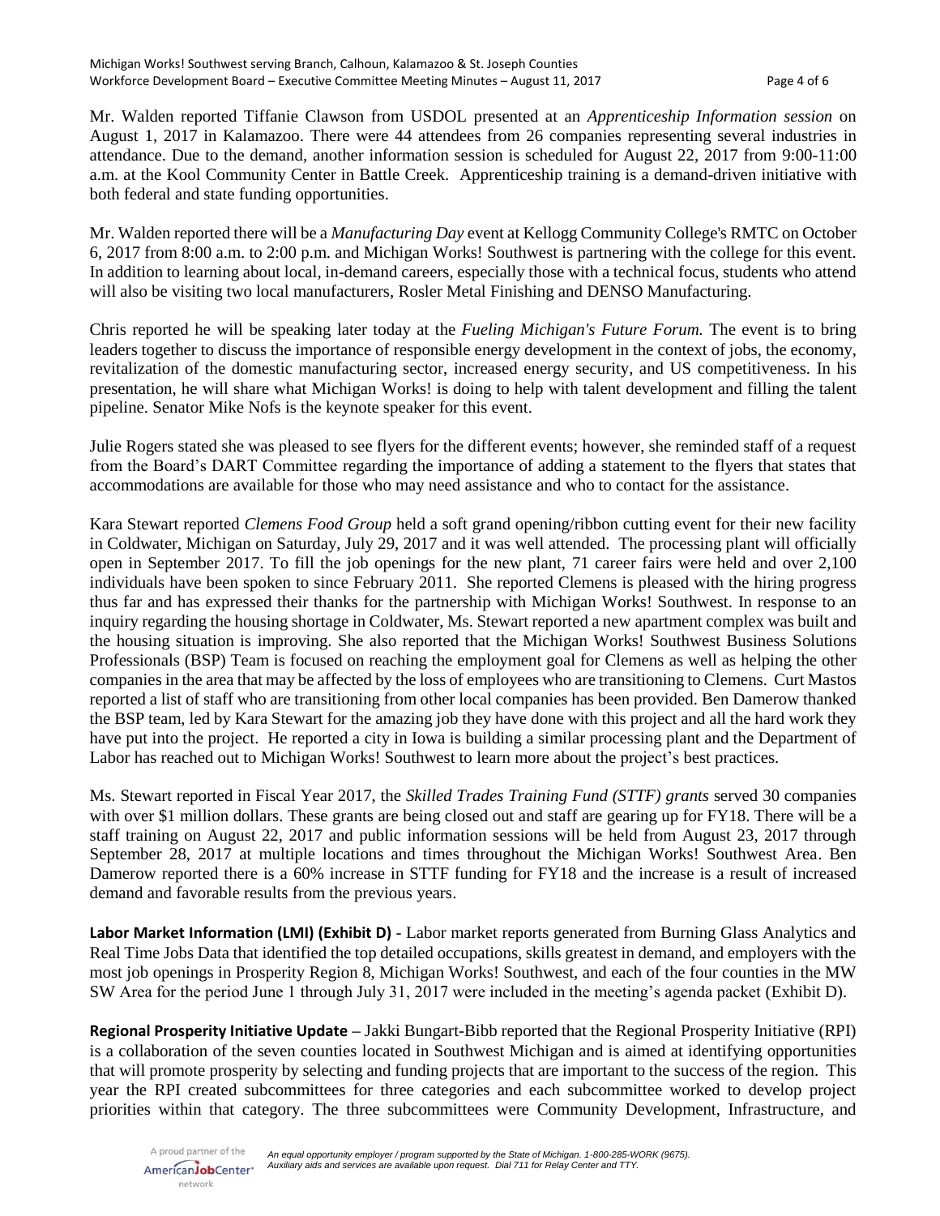Mr. Walden reported Tiffanie Clawson from USDOL presented at an *Apprenticeship Information session* on August 1, 2017 in Kalamazoo. There were 44 attendees from 26 companies representing several industries in attendance. Due to the demand, another information session is scheduled for August 22, 2017 from 9:00-11:00 a.m. at the Kool Community Center in Battle Creek. Apprenticeship training is a demand-driven initiative with both federal and state funding opportunities.

Mr. Walden reported there will be a *Manufacturing Day* event at Kellogg Community College's RMTC on October 6, 2017 from 8:00 a.m. to 2:00 p.m. and Michigan Works! Southwest is partnering with the college for this event. In addition to learning about local, in-demand careers, especially those with a technical focus, students who attend will also be visiting two local manufacturers, Rosler Metal Finishing and DENSO Manufacturing.

Chris reported he will be speaking later today at the *Fueling Michigan's Future Forum.* The event is to bring leaders together to discuss the importance of responsible energy development in the context of jobs, the economy, revitalization of the domestic manufacturing sector, increased energy security, and US competitiveness. In his presentation, he will share what Michigan Works! is doing to help with talent development and filling the talent pipeline. Senator Mike Nofs is the keynote speaker for this event.

Julie Rogers stated she was pleased to see flyers for the different events; however, she reminded staff of a request from the Board's DART Committee regarding the importance of adding a statement to the flyers that states that accommodations are available for those who may need assistance and who to contact for the assistance.

Kara Stewart reported *Clemens Food Group* held a soft grand opening/ribbon cutting event for their new facility in Coldwater, Michigan on Saturday, July 29, 2017 and it was well attended. The processing plant will officially open in September 2017. To fill the job openings for the new plant, 71 career fairs were held and over 2,100 individuals have been spoken to since February 2011. She reported Clemens is pleased with the hiring progress thus far and has expressed their thanks for the partnership with Michigan Works! Southwest. In response to an inquiry regarding the housing shortage in Coldwater, Ms. Stewart reported a new apartment complex was built and the housing situation is improving. She also reported that the Michigan Works! Southwest Business Solutions Professionals (BSP) Team is focused on reaching the employment goal for Clemens as well as helping the other companies in the area that may be affected by the loss of employees who are transitioning to Clemens. Curt Mastos reported a list of staff who are transitioning from other local companies has been provided. Ben Damerow thanked the BSP team, led by Kara Stewart for the amazing job they have done with this project and all the hard work they have put into the project. He reported a city in Iowa is building a similar processing plant and the Department of Labor has reached out to Michigan Works! Southwest to learn more about the project's best practices.

Ms. Stewart reported in Fiscal Year 2017, the *Skilled Trades Training Fund (STTF) grants* served 30 companies with over $1 million dollars. These grants are being closed out and staff are gearing up for FY18. There will be a staff training on August 22, 2017 and public information sessions will be held from August 23, 2017 through September 28, 2017 at multiple locations and times throughout the Michigan Works! Southwest Area. Ben Damerow reported there is a 60% increase in STTF funding for FY18 and the increase is a result of increased demand and favorable results from the previous years.

**Labor Market Information (LMI) (Exhibit D)** - Labor market reports generated from Burning Glass Analytics and Real Time Jobs Data that identified the top detailed occupations, skills greatest in demand, and employers with the most job openings in Prosperity Region 8, Michigan Works! Southwest, and each of the four counties in the MW SW Area for the period June 1 through July 31, 2017 were included in the meeting's agenda packet (Exhibit D).

**Regional Prosperity Initiative Update** – Jakki Bungart-Bibb reported that the Regional Prosperity Initiative (RPI) is a collaboration of the seven counties located in Southwest Michigan and is aimed at identifying opportunities that will promote prosperity by selecting and funding projects that are important to the success of the region. This year the RPI created subcommittees for three categories and each subcommittee worked to develop project priorities within that category. The three subcommittees were Community Development, Infrastructure, and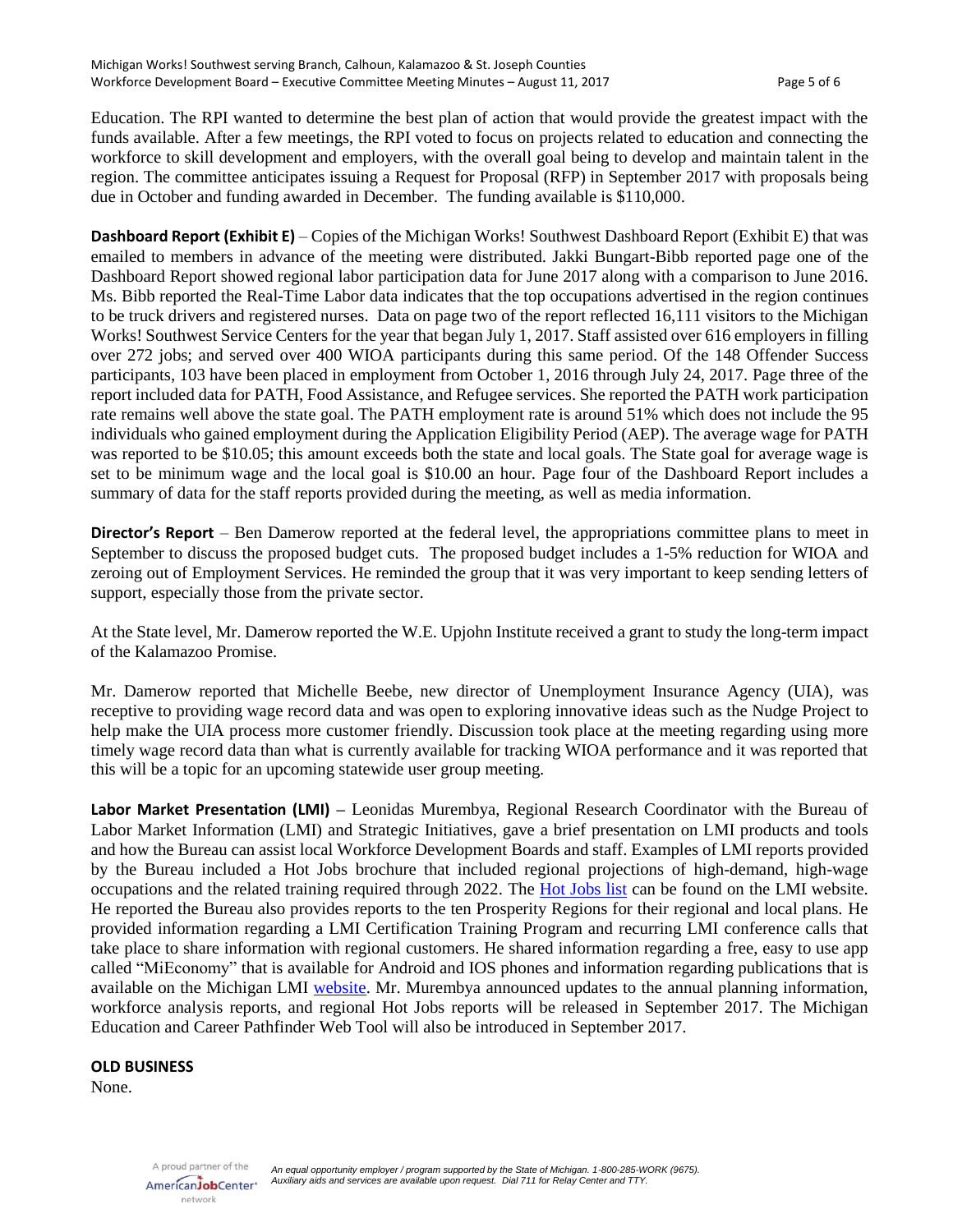Education. The RPI wanted to determine the best plan of action that would provide the greatest impact with the funds available. After a few meetings, the RPI voted to focus on projects related to education and connecting the workforce to skill development and employers, with the overall goal being to develop and maintain talent in the region. The committee anticipates issuing a Request for Proposal (RFP) in September 2017 with proposals being due in October and funding awarded in December. The funding available is $110,000.

**Dashboard Report (Exhibit E)** – Copies of the Michigan Works! Southwest Dashboard Report (Exhibit E) that was emailed to members in advance of the meeting were distributed. Jakki Bungart-Bibb reported page one of the Dashboard Report showed regional labor participation data for June 2017 along with a comparison to June 2016. Ms. Bibb reported the Real-Time Labor data indicates that the top occupations advertised in the region continues to be truck drivers and registered nurses. Data on page two of the report reflected 16,111 visitors to the Michigan Works! Southwest Service Centers for the year that began July 1, 2017. Staff assisted over 616 employers in filling over 272 jobs; and served over 400 WIOA participants during this same period. Of the 148 Offender Success participants, 103 have been placed in employment from October 1, 2016 through July 24, 2017. Page three of the report included data for PATH, Food Assistance, and Refugee services. She reported the PATH work participation rate remains well above the state goal. The PATH employment rate is around 51% which does not include the 95 individuals who gained employment during the Application Eligibility Period (AEP). The average wage for PATH was reported to be $10.05; this amount exceeds both the state and local goals. The State goal for average wage is set to be minimum wage and the local goal is $10.00 an hour. Page four of the Dashboard Report includes a summary of data for the staff reports provided during the meeting, as well as media information.

**Director's Report** – Ben Damerow reported at the federal level, the appropriations committee plans to meet in September to discuss the proposed budget cuts. The proposed budget includes a 1-5% reduction for WIOA and zeroing out of Employment Services. He reminded the group that it was very important to keep sending letters of support, especially those from the private sector.

At the State level, Mr. Damerow reported the W.E. Upjohn Institute received a grant to study the long-term impact of the Kalamazoo Promise.

Mr. Damerow reported that Michelle Beebe, new director of Unemployment Insurance Agency (UIA), was receptive to providing wage record data and was open to exploring innovative ideas such as the Nudge Project to help make the UIA process more customer friendly. Discussion took place at the meeting regarding using more timely wage record data than what is currently available for tracking WIOA performance and it was reported that this will be a topic for an upcoming statewide user group meeting.

**Labor Market Presentation (LMI)** – Leonidas Murembya, Regional Research Coordinator with the Bureau of Labor Market Information (LMI) and Strategic Initiatives, gave a brief presentation on LMI products and tools and how the Bureau can assist local Workforce Development Boards and staff. Examples of LMI reports provided by the Bureau included a Hot Jobs brochure that included regional projections of high-demand, high-wage occupations and the related training required through 2022. The Hot Jobs list can be found on the LMI website. He reported the Bureau also provides reports to the ten Prosperity Regions for their regional and local plans. He provided information regarding a LMI Certification Training Program and recurring LMI conference calls that take place to share information with regional customers. He shared information regarding a free, easy to use app called "MiEconomy" that is available for Android and IOS phones and information regarding publications that is available on the Michigan LMI website. Mr. Murembya announced updates to the annual planning information, workforce analysis reports, and regional Hot Jobs reports will be released in September 2017. The Michigan Education and Career Pathfinder Web Tool will also be introduced in September 2017.

**OLD BUSINESS**

None.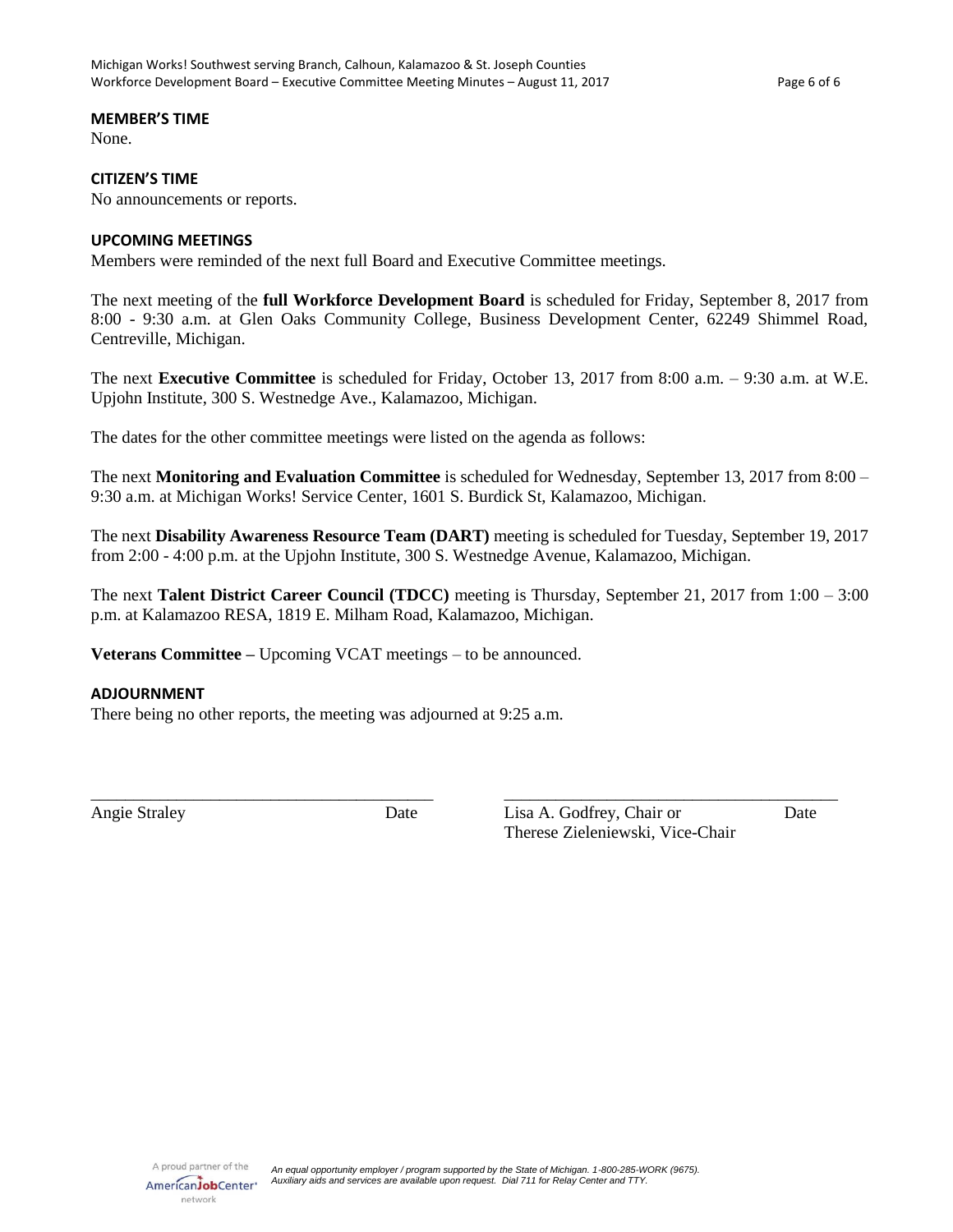**MEMBER'S TIME**

None.

**CITIZEN'S TIME**

No announcements or reports.

**UPCOMING MEETINGS**

Members were reminded of the next full Board and Executive Committee meetings.

The next meeting of the **full Workforce Development Board** is scheduled for Friday, September 8, 2017 from 8:00 - 9:30 a.m. at Glen Oaks Community College, Business Development Center, 62249 Shimmel Road, Centreville, Michigan.

The next **Executive Committee** is scheduled for Friday, October 13, 2017 from 8:00 a.m. – 9:30 a.m. at W.E. Upjohn Institute, 300 S. Westnedge Ave., Kalamazoo, Michigan.

The dates for the other committee meetings were listed on the agenda as follows:

The next **Monitoring and Evaluation Committee** is scheduled for Wednesday, September 13, 2017 from 8:00 – 9:30 a.m. at Michigan Works! Service Center, 1601 S. Burdick St, Kalamazoo, Michigan.

The next **Disability Awareness Resource Team (DART)** meeting is scheduled for Tuesday, September 19, 2017 from 2:00 - 4:00 p.m. at the Upjohn Institute, 300 S. Westnedge Avenue, Kalamazoo, Michigan.

The next **Talent District Career Council (TDCC)** meeting is Thursday, September 21, 2017 from 1:00 – 3:00 p.m. at Kalamazoo RESA, 1819 E. Milham Road, Kalamazoo, Michigan.

**Veterans Committee –** Upcoming VCAT meetings – to be announced.

**ADJOURNMENT**

There being no other reports, the meeting was adjourned at 9:25 a.m.

\_\_\_\_\_\_\_\_\_\_\_\_\_\_\_\_\_\_\_\_\_\_\_\_\_\_\_\_\_\_\_\_\_\_\_\_\_\_\_\_
Angie Straley Date

\_\_\_\_\_\_\_\_\_\_\_\_\_\_\_\_\_\_\_\_\_\_\_\_\_\_\_\_\_\_\_\_\_\_\_\_\_\_\_\_
Lisa A. Godfrey, Chair or Date
Therese Zieleniewski, Vice-Chair

A proud partner of the AmericanJobCenter network

*An equal opportunity employer / program supported by the State of Michigan. 1-800-285-WORK (9675). Auxiliary aids and services are available upon request. Dial 711 for Relay Center and TTY.*